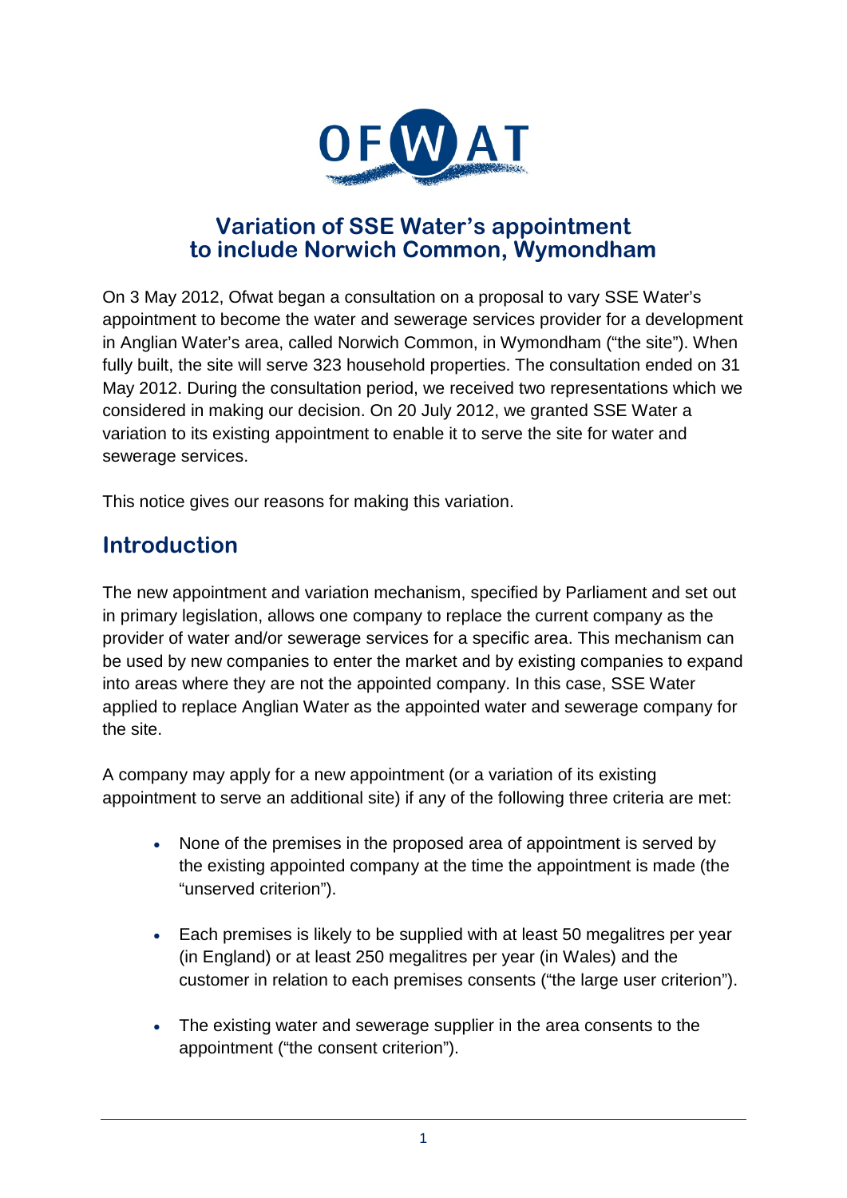# Variation of SSE Water's appointment to include Norwich Common, Wymondham

On 3 May 2012, Ofwat began a consultation on a proposal to vary SSE Water's appointment to become the water and sewerage services provider for a development in Anglian Water's area, called Norwich Common, in Wymondham ("the site"). When fully built, the site will serve 323 household properties. The consultation ended on 31 May 2012. During the consultation period, we received two representations which we considered in making our decision. On 20 July 2012, we granted SSE Water a variation to its existing appointment to enable it to serve the site for water and sewerage services.

This notice gives our reasons for making this variation.

## Introduction

The new appointment and variation mechanism, specified by Parliament and set out in primary legislation, allows one company to replace the current company as the provider of water and/or sewerage services for a specific area. This mechanism can be used by new companies to enter the market and by existing companies to expand into areas where they are not the appointed company. In this case, SSE Water applied to replace Anglian Water as the appointed water and sewerage company for the site.

A company may apply for a new appointment (or a variation of its existing appointment to serve an additional site) if any of the following three criteria are met:

- None of the premises in the proposed area of appointment is served by the existing appointed company at the time the appointment is made (the "unserved criterion").
- Each premises is likely to be supplied with at least 50 megalitres per year (in England) or at least 250 megalitres per year (in Wales) and the customer in relation to each premises consents ("the large user criterion").
- The existing water and sewerage supplier in the area consents to the appointment ("the consent criterion").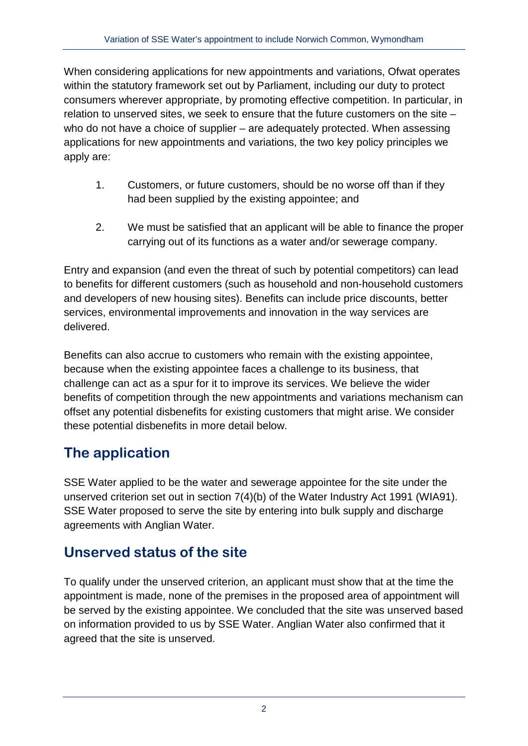When considering applications for new appointments and variations, Ofwat operates within the statutory framework set out by Parliament, including our duty to protect consumers wherever appropriate, by promoting effective competition. In particular, in relation to unserved sites, we seek to ensure that the future customers on the site – who do not have a choice of supplier – are adequately protected. When assessing applications for new appointments and variations, the two key policy principles we apply are:

1. Customers, or future customers, should be no worse off than if they had been supplied by the existing appointee; and

2. We must be satisfied that an applicant will be able to finance the proper carrying out of its functions as a water and/or sewerage company.

Entry and expansion (and even the threat of such by potential competitors) can lead to benefits for different customers (such as household and non-household customers and developers of new housing sites). Benefits can include price discounts, better services, environmental improvements and innovation in the way services are delivered.

Benefits can also accrue to customers who remain with the existing appointee, because when the existing appointee faces a challenge to its business, that challenge can act as a spur for it to improve its services. We believe the wider benefits of competition through the new appointments and variations mechanism can offset any potential disbenefits for existing customers that might arise. We consider these potential disbenefits in more detail below.

## The application

SSE Water applied to be the water and sewerage appointee for the site under the unserved criterion set out in section 7(4)(b) of the Water Industry Act 1991 (WIA91). SSE Water proposed to serve the site by entering into bulk supply and discharge agreements with Anglian Water.

## Unserved status of the site

To qualify under the unserved criterion, an applicant must show that at the time the appointment is made, none of the premises in the proposed area of appointment will be served by the existing appointee. We concluded that the site was unserved based on information provided to us by SSE Water. Anglian Water also confirmed that it agreed that the site is unserved.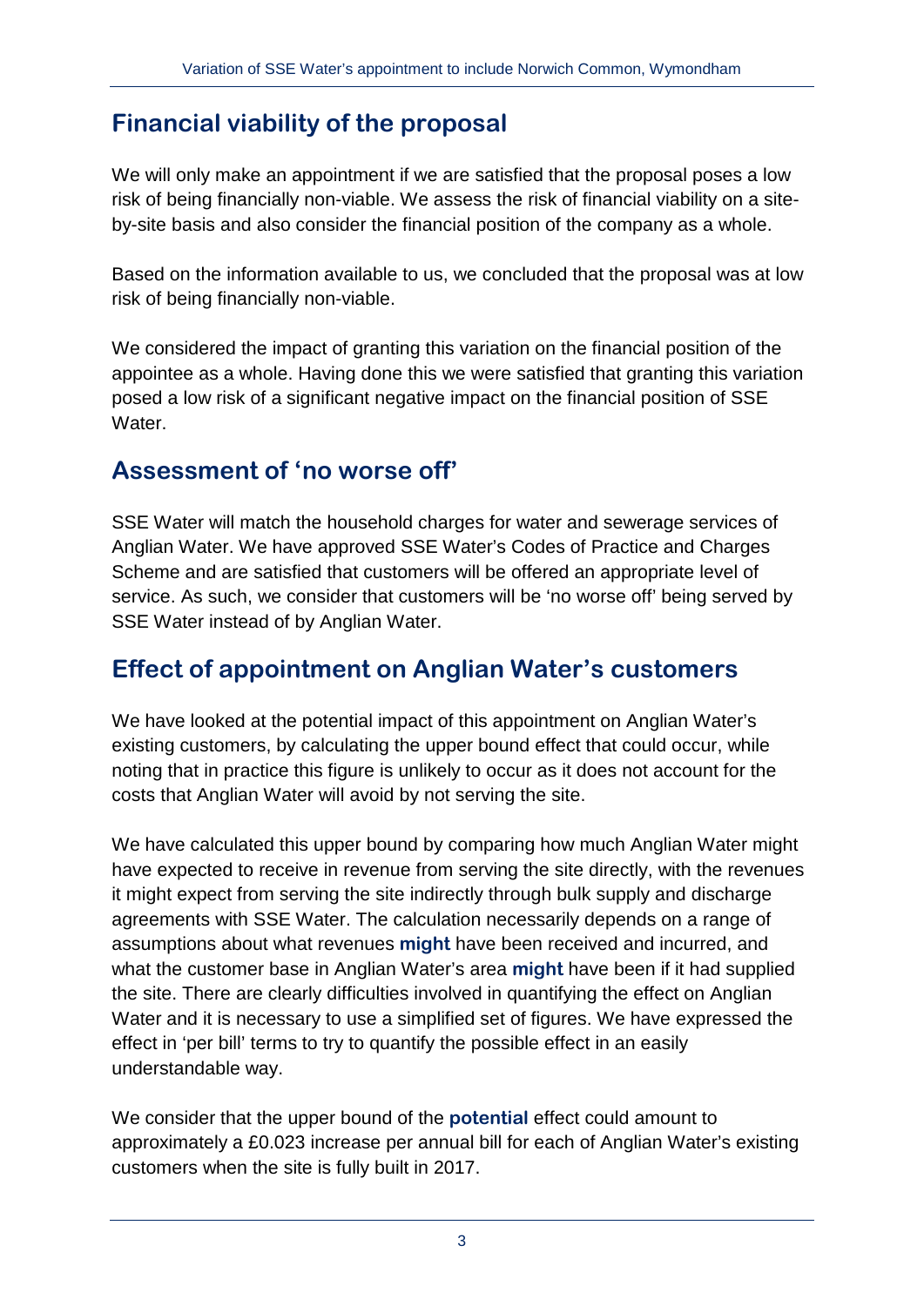## Financial viability of the proposal

We will only make an appointment if we are satisfied that the proposal poses a low risk of being financially non-viable. We assess the risk of financial viability on a site-by-site basis and also consider the financial position of the company as a whole.

Based on the information available to us, we concluded that the proposal was at low risk of being financially non-viable.

We considered the impact of granting this variation on the financial position of the appointee as a whole. Having done this we were satisfied that granting this variation posed a low risk of a significant negative impact on the financial position of SSE Water.

## Assessment of 'no worse off'

SSE Water will match the household charges for water and sewerage services of Anglian Water. We have approved SSE Water's Codes of Practice and Charges Scheme and are satisfied that customers will be offered an appropriate level of service. As such, we consider that customers will be 'no worse off' being served by SSE Water instead of by Anglian Water.

## Effect of appointment on Anglian Water's customers

We have looked at the potential impact of this appointment on Anglian Water's existing customers, by calculating the upper bound effect that could occur, while noting that in practice this figure is unlikely to occur as it does not account for the costs that Anglian Water will avoid by not serving the site.

We have calculated this upper bound by comparing how much Anglian Water might have expected to receive in revenue from serving the site directly, with the revenues it might expect from serving the site indirectly through bulk supply and discharge agreements with SSE Water. The calculation necessarily depends on a range of assumptions about what revenues **might** have been received and incurred, and what the customer base in Anglian Water's area **might** have been if it had supplied the site. There are clearly difficulties involved in quantifying the effect on Anglian Water and it is necessary to use a simplified set of figures. We have expressed the effect in 'per bill' terms to try to quantify the possible effect in an easily understandable way.

We consider that the upper bound of the **potential** effect could amount to approximately a £0.023 increase per annual bill for each of Anglian Water's existing customers when the site is fully built in 2017.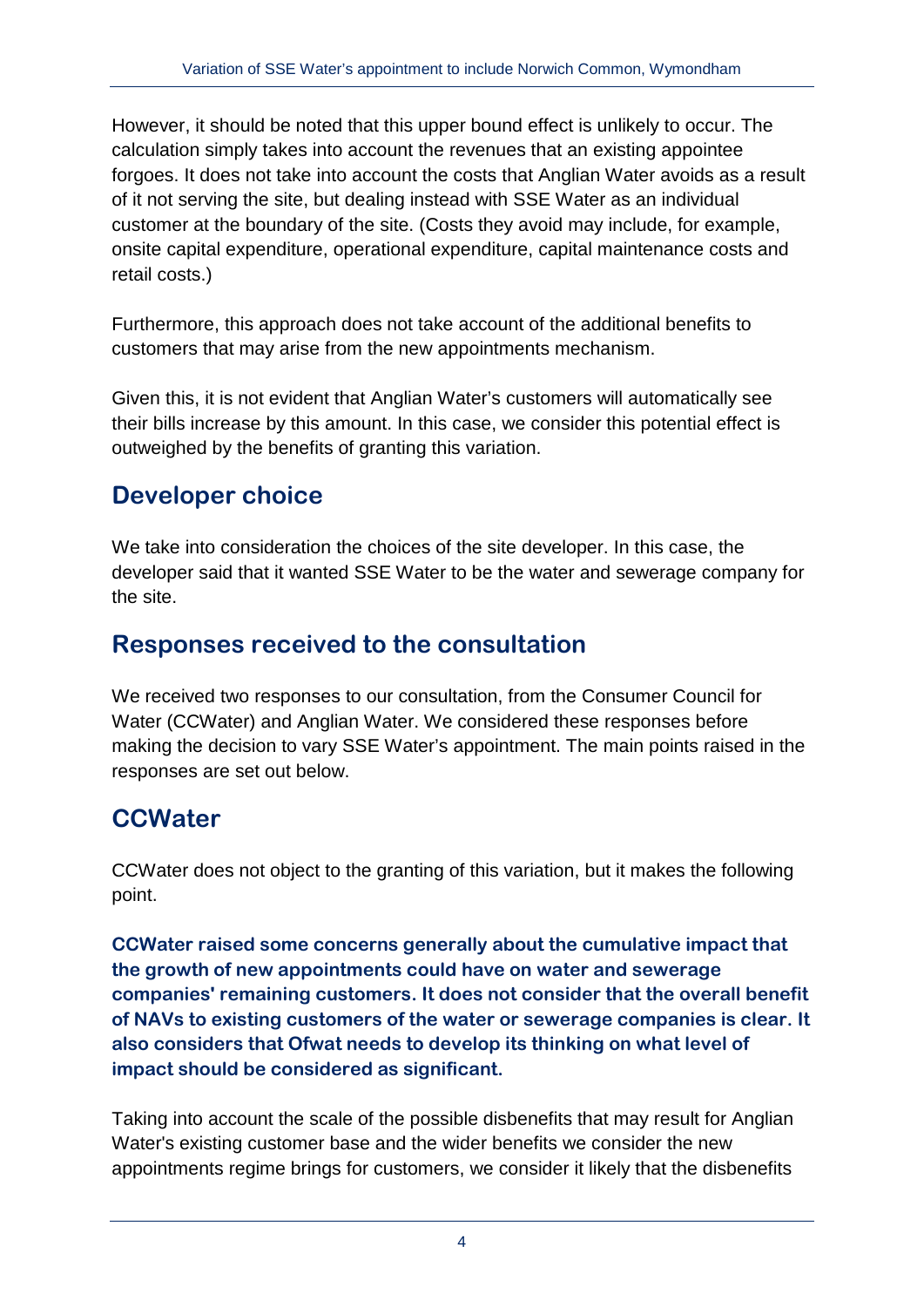However, it should be noted that this upper bound effect is unlikely to occur. The calculation simply takes into account the revenues that an existing appointee forgoes. It does not take into account the costs that Anglian Water avoids as a result of it not serving the site, but dealing instead with SSE Water as an individual customer at the boundary of the site. (Costs they avoid may include, for example, onsite capital expenditure, operational expenditure, capital maintenance costs and retail costs.)

Furthermore, this approach does not take account of the additional benefits to customers that may arise from the new appointments mechanism.

Given this, it is not evident that Anglian Water's customers will automatically see their bills increase by this amount. In this case, we consider this potential effect is outweighed by the benefits of granting this variation.

## Developer choice

We take into consideration the choices of the site developer. In this case, the developer said that it wanted SSE Water to be the water and sewerage company for the site.

## Responses received to the consultation

We received two responses to our consultation, from the Consumer Council for Water (CCWater) and Anglian Water. We considered these responses before making the decision to vary SSE Water's appointment. The main points raised in the responses are set out below.

## CCWater

CCWater does not object to the granting of this variation, but it makes the following point.

**CCWater raised some concerns generally about the cumulative impact that the growth of new appointments could have on water and sewerage companies' remaining customers. It does not consider that the overall benefit of NAVs to existing customers of the water or sewerage companies is clear. It also considers that Ofwat needs to develop its thinking on what level of impact should be considered as significant.**

Taking into account the scale of the possible disbenefits that may result for Anglian Water's existing customer base and the wider benefits we consider the new appointments regime brings for customers, we consider it likely that the disbenefits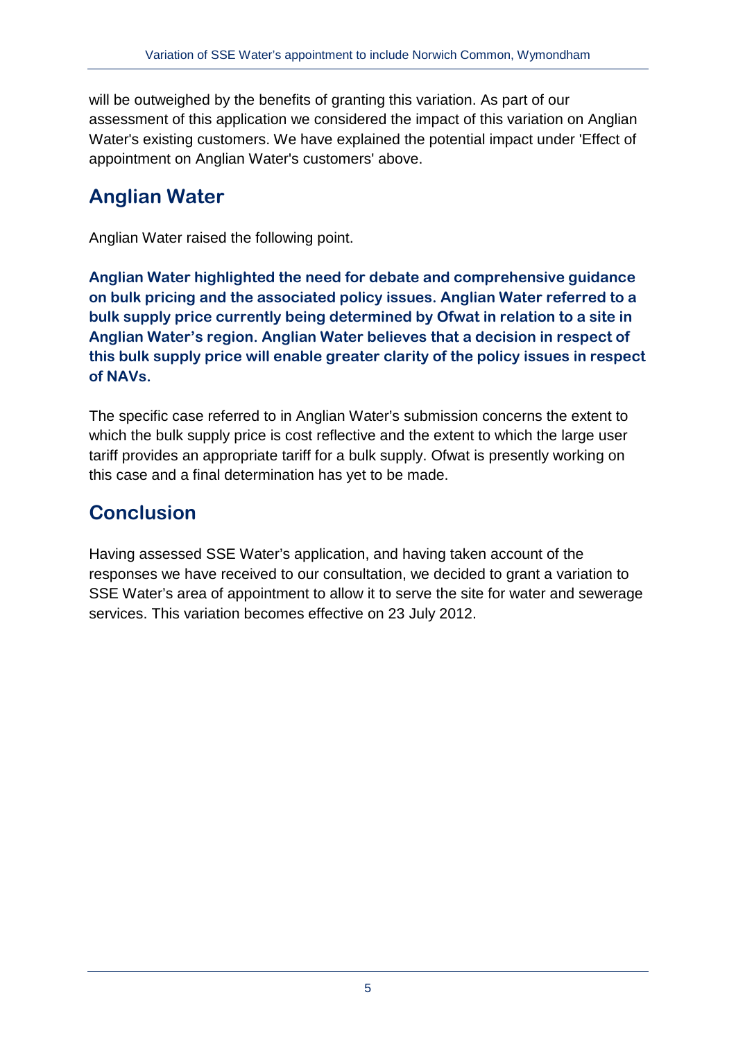will be outweighed by the benefits of granting this variation. As part of our assessment of this application we considered the impact of this variation on Anglian Water's existing customers. We have explained the potential impact under 'Effect of appointment on Anglian Water's customers' above.

## Anglian Water

Anglian Water raised the following point.

**Anglian Water highlighted the need for debate and comprehensive guidance on bulk pricing and the associated policy issues. Anglian Water referred to a bulk supply price currently being determined by Ofwat in relation to a site in Anglian Water's region. Anglian Water believes that a decision in respect of this bulk supply price will enable greater clarity of the policy issues in respect of NAVs.**

The specific case referred to in Anglian Water's submission concerns the extent to which the bulk supply price is cost reflective and the extent to which the large user tariff provides an appropriate tariff for a bulk supply. Ofwat is presently working on this case and a final determination has yet to be made.

## Conclusion

Having assessed SSE Water's application, and having taken account of the responses we have received to our consultation, we decided to grant a variation to SSE Water's area of appointment to allow it to serve the site for water and sewerage services. This variation becomes effective on 23 July 2012.